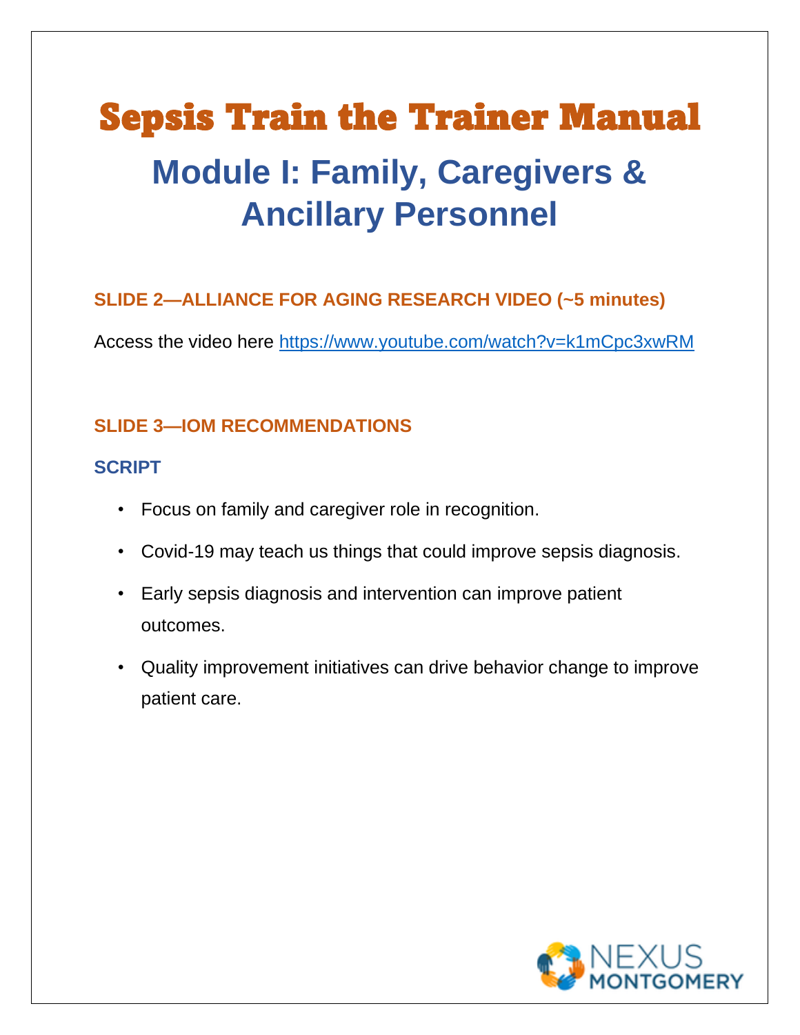# Sepsis Train the Trainer Manual

## Module I: Family, Caregivers & Ancillary Personnel

### SLIDE 2—ALLIANCE FOR AGING RESEARCH VIDEO (~5 minutes)

Access the video here https://www.youtube.com/watch?v=k1mCpc3xwRM

### SLIDE 3—IOM RECOMMENDATIONS

#### SCRIPT

- Focus on family and caregiver role in recognition.
- Covid-19 may teach us things that could improve sepsis diagnosis.
- Early sepsis diagnosis and intervention can improve patient outcomes.
- Quality improvement initiatives can drive behavior change to improve patient care.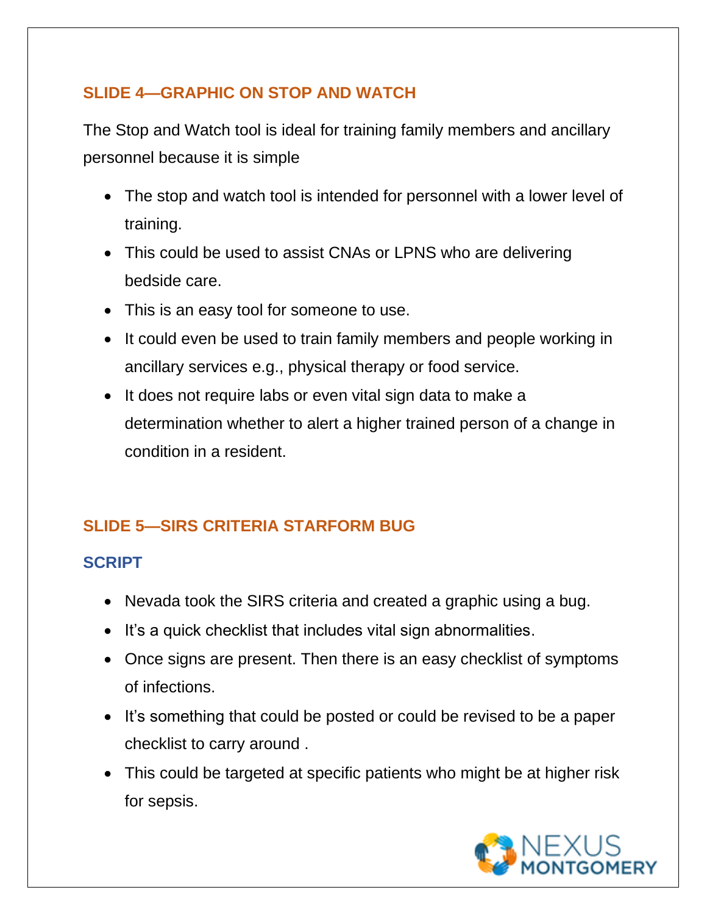## SLIDE 4—GRAPHIC ON STOP AND WATCH

The Stop and Watch tool is ideal for training family members and ancillary personnel because it is simple

- The stop and watch tool is intended for personnel with a lower level of training.
- This could be used to assist CNAs or LPNS who are delivering bedside care.
- This is an easy tool for someone to use.
- It could even be used to train family members and people working in ancillary services e.g., physical therapy or food service.
- It does not require labs or even vital sign data to make a determination whether to alert a higher trained person of a change in condition in a resident.

## SLIDE 5—SIRS CRITERIA STARFORM BUG

### SCRIPT

- Nevada took the SIRS criteria and created a graphic using a bug.
- It's a quick checklist that includes vital sign abnormalities.
- Once signs are present. Then there is an easy checklist of symptoms of infections.
- It's something that could be posted or could be revised to be a paper checklist to carry around .
- This could be targeted at specific patients who might be at higher risk for sepsis.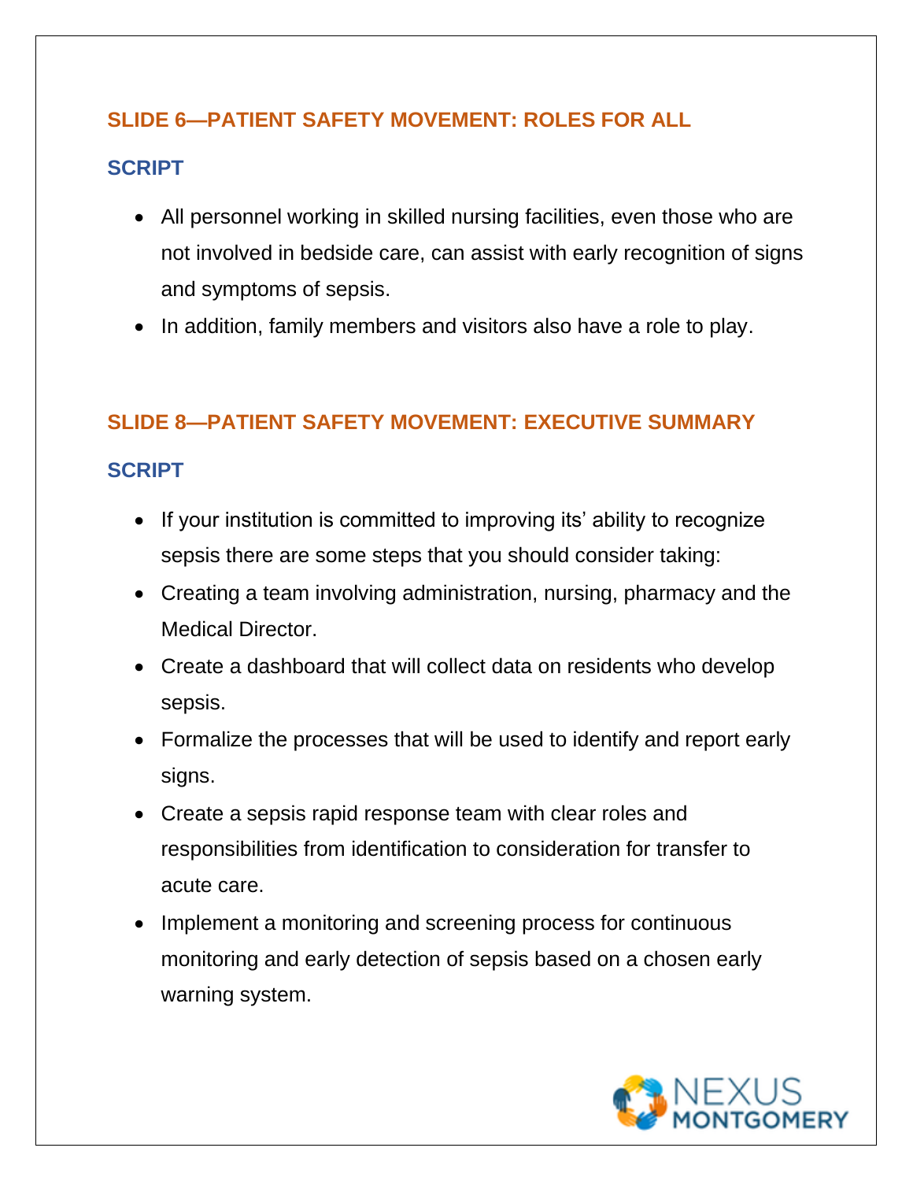## SLIDE 6—PATIENT SAFETY MOVEMENT: ROLES FOR ALL

### SCRIPT

- All personnel working in skilled nursing facilities, even those who are not involved in bedside care, can assist with early recognition of signs and symptoms of sepsis.
- In addition, family members and visitors also have a role to play.

## SLIDE 8—PATIENT SAFETY MOVEMENT: EXECUTIVE SUMMARY

### SCRIPT

- If your institution is committed to improving its' ability to recognize sepsis there are some steps that you should consider taking:
- Creating a team involving administration, nursing, pharmacy and the Medical Director.
- Create a dashboard that will collect data on residents who develop sepsis.
- Formalize the processes that will be used to identify and report early signs.
- Create a sepsis rapid response team with clear roles and responsibilities from identification to consideration for transfer to acute care.
- Implement a monitoring and screening process for continuous monitoring and early detection of sepsis based on a chosen early warning system.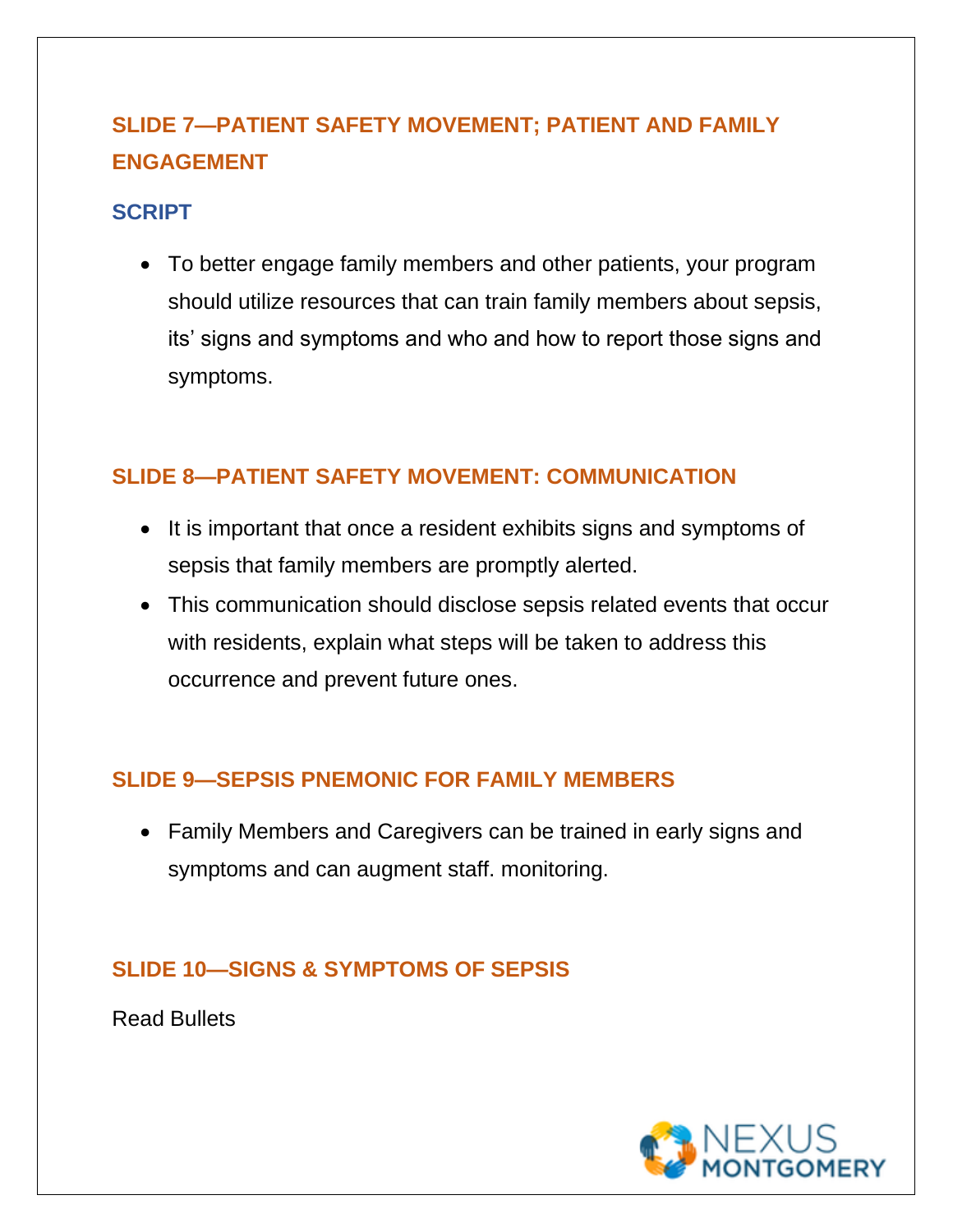## SLIDE 7—PATIENT SAFETY MOVEMENT; PATIENT AND FAMILY ENGAGEMENT

### SCRIPT

- To better engage family members and other patients, your program should utilize resources that can train family members about sepsis, its' signs and symptoms and who and how to report those signs and symptoms.

## SLIDE 8—PATIENT SAFETY MOVEMENT: COMMUNICATION

- It is important that once a resident exhibits signs and symptoms of sepsis that family members are promptly alerted.
- This communication should disclose sepsis related events that occur with residents, explain what steps will be taken to address this occurrence and prevent future ones.

## SLIDE 9—SEPSIS PNEMONIC FOR FAMILY MEMBERS

- Family Members and Caregivers can be trained in early signs and symptoms and can augment staff. monitoring.

## SLIDE 10—SIGNS & SYMPTOMS OF SEPSIS

Read Bullets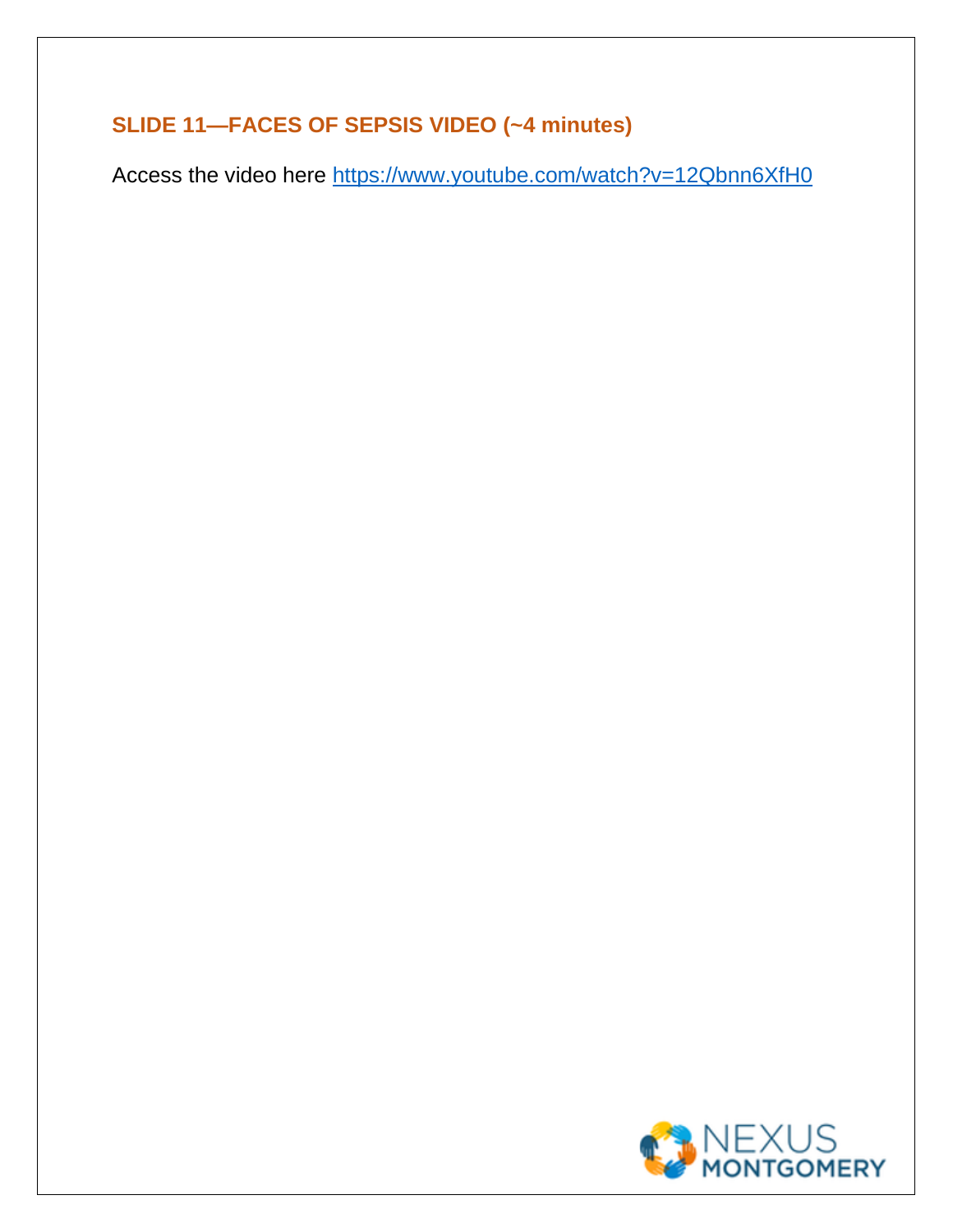## SLIDE 11—FACES OF SEPSIS VIDEO (~4 minutes)

Access the video here https://www.youtube.com/watch?v=12Qbnn6XfH0